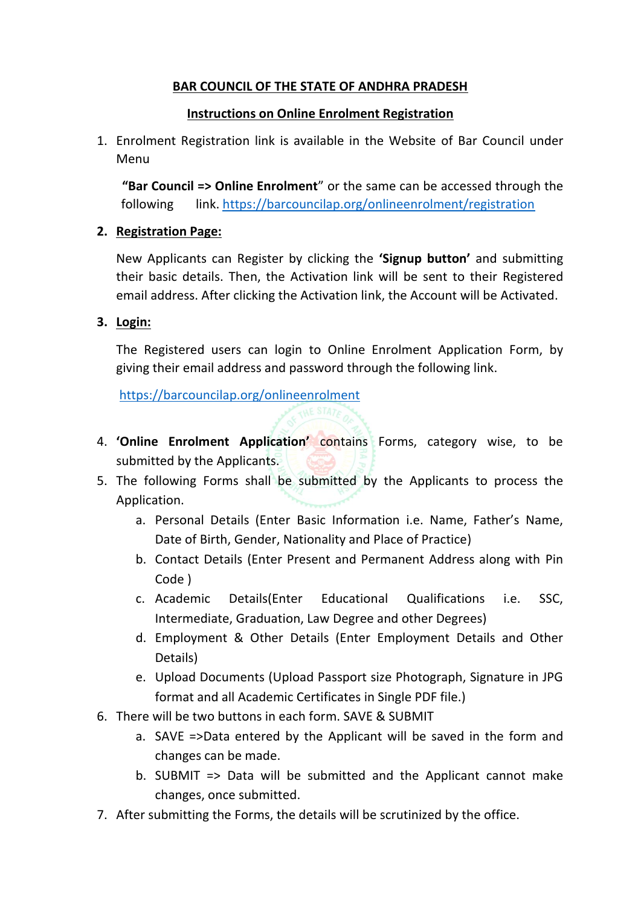**BAR COUNCIL OF THE STATE OF ANDHRA PRADESH**

**Instructions on Online Enrolment Registration**

1. Enrolment Registration link is available in the Website of Bar Council under Menu

   **"Bar Council => Online Enrolment**" or the same can be accessed through the following link. https://barcouncilap.org/onlineenrolment/registration

2. **Registration Page:**

   New Applicants can Register by clicking the **'Signup button'** and submitting their basic details. Then, the Activation link will be sent to their Registered email address. After clicking the Activation link, the Account will be Activated.

3. **Login:**

   The Registered users can login to Online Enrolment Application Form, by giving their email address and password through the following link.

   https://barcouncilap.org/onlineenrolment

4. **'Online Enrolment Application'** contains Forms, category wise, to be submitted by the Applicants.
5. The following Forms shall be submitted by the Applicants to process the Application.
   a. Personal Details (Enter Basic Information i.e. Name, Father's Name, Date of Birth, Gender, Nationality and Place of Practice)
   b. Contact Details (Enter Present and Permanent Address along with Pin Code )
   c. Academic Details(Enter Educational Qualifications i.e. SSC, Intermediate, Graduation, Law Degree and other Degrees)
   d. Employment & Other Details (Enter Employment Details and Other Details)
   e. Upload Documents (Upload Passport size Photograph, Signature in JPG format and all Academic Certificates in Single PDF file.)
6. There will be two buttons in each form. SAVE & SUBMIT
   a. SAVE =>Data entered by the Applicant will be saved in the form and changes can be made.
   b. SUBMIT => Data will be submitted and the Applicant cannot make changes, once submitted.
7. After submitting the Forms, the details will be scrutinized by the office.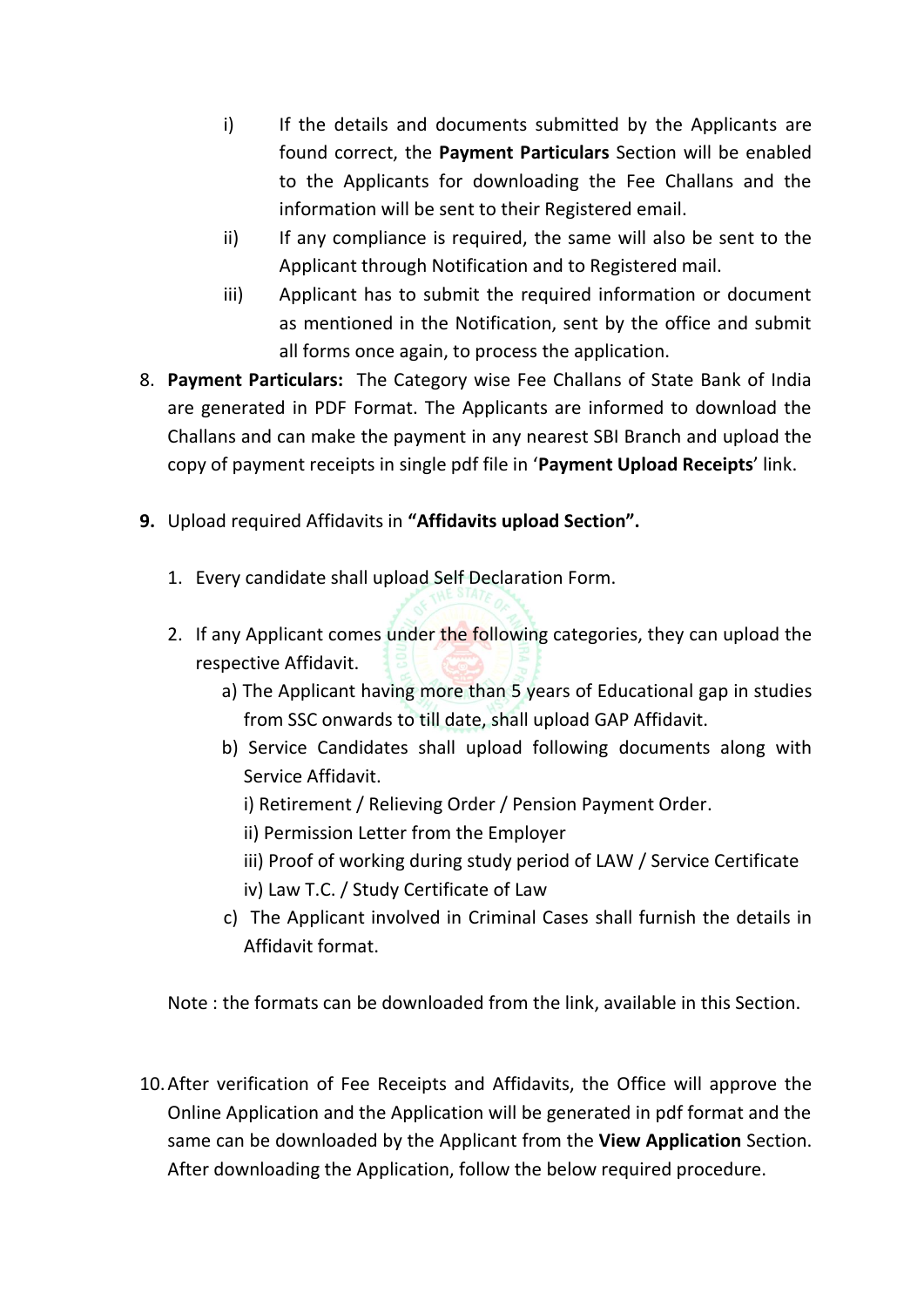i) If the details and documents submitted by the Applicants are found correct, the **Payment Particulars** Section will be enabled to the Applicants for downloading the Fee Challans and the information will be sent to their Registered email.

ii) If any compliance is required, the same will also be sent to the Applicant through Notification and to Registered mail.

iii) Applicant has to submit the required information or document as mentioned in the Notification, sent by the office and submit all forms once again, to process the application.

8. **Payment Particulars:** The Category wise Fee Challans of State Bank of India are generated in PDF Format. The Applicants are informed to download the Challans and can make the payment in any nearest SBI Branch and upload the copy of payment receipts in single pdf file in '**Payment Upload Receipts**' link.

9. Upload required Affidavits in **"Affidavits upload Section".**

   1. Every candidate shall upload Self Declaration Form.

   2. If any Applicant comes under the following categories, they can upload the respective Affidavit.

      a) The Applicant having more than 5 years of Educational gap in studies from SSC onwards to till date, shall upload GAP Affidavit.

      b) Service Candidates shall upload following documents along with Service Affidavit.

         i) Retirement / Relieving Order / Pension Payment Order.

         ii) Permission Letter from the Employer

         iii) Proof of working during study period of LAW / Service Certificate

         iv) Law T.C. / Study Certificate of Law

      c) The Applicant involved in Criminal Cases shall furnish the details in Affidavit format.

   Note : the formats can be downloaded from the link, available in this Section.

10. After verification of Fee Receipts and Affidavits, the Office will approve the Online Application and the Application will be generated in pdf format and the same can be downloaded by the Applicant from the **View Application** Section. After downloading the Application, follow the below required procedure.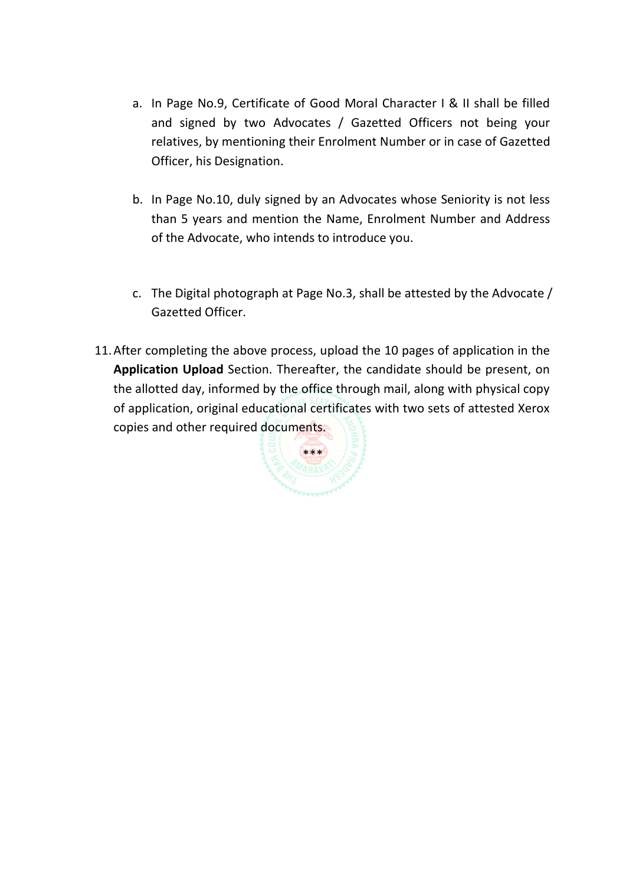a. In Page No.9, Certificate of Good Moral Character I & II shall be filled and signed by two Advocates / Gazetted Officers not being your relatives, by mentioning their Enrolment Number or in case of Gazetted Officer, his Designation.

b. In Page No.10, duly signed by an Advocates whose Seniority is not less than 5 years and mention the Name, Enrolment Number and Address of the Advocate, who intends to introduce you.

c. The Digital photograph at Page No.3, shall be attested by the Advocate / Gazetted Officer.

11. After completing the above process, upload the 10 pages of application in the **Application Upload** Section. Thereafter, the candidate should be present, on the allotted day, informed by the office through mail, along with physical copy of application, original educational certificates with two sets of attested Xerox copies and other required documents.

***